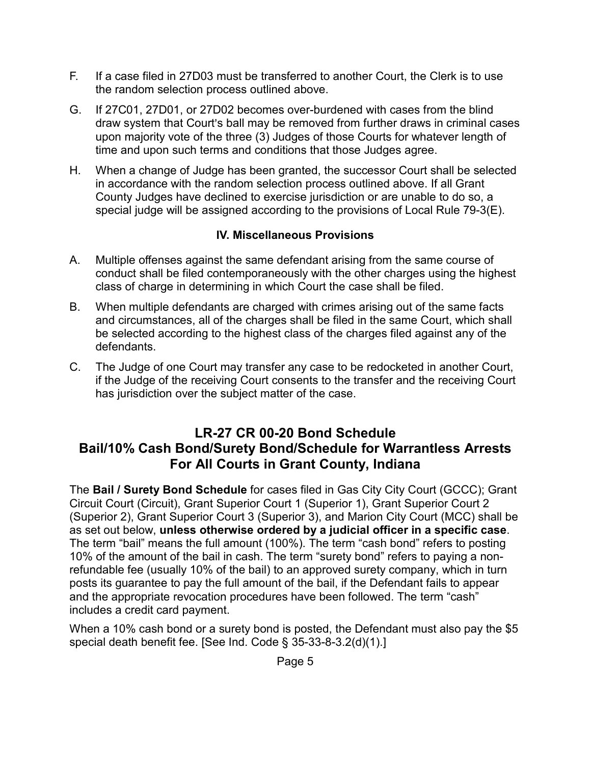F. If a case filed in 27D03 must be transferred to another Court, the Clerk is to use the random selection process outlined above.

G. If 27C01, 27D01, or 27D02 becomes over-burdened with cases from the blind draw system that Court's ball may be removed from further draws in criminal cases upon majority vote of the three (3) Judges of those Courts for whatever length of time and upon such terms and conditions that those Judges agree.

H. When a change of Judge has been granted, the successor Court shall be selected in accordance with the random selection process outlined above. If all Grant County Judges have declined to exercise jurisdiction or are unable to do so, a special judge will be assigned according to the provisions of Local Rule 79-3(E).

### IV. Miscellaneous Provisions

A. Multiple offenses against the same defendant arising from the same course of conduct shall be filed contemporaneously with the other charges using the highest class of charge in determining in which Court the case shall be filed.

B. When multiple defendants are charged with crimes arising out of the same facts and circumstances, all of the charges shall be filed in the same Court, which shall be selected according to the highest class of the charges filed against any of the defendants.

C. The Judge of one Court may transfer any case to be redocketed in another Court, if the Judge of the receiving Court consents to the transfer and the receiving Court has jurisdiction over the subject matter of the case.

## LR-27 CR 00-20 Bond Schedule
## Bail/10% Cash Bond/Surety Bond/Schedule for Warrantless Arrests
## For All Courts in Grant County, Indiana

The **Bail / Surety Bond Schedule** for cases filed in Gas City City Court (GCCC); Grant Circuit Court (Circuit), Grant Superior Court 1 (Superior 1), Grant Superior Court 2 (Superior 2), Grant Superior Court 3 (Superior 3), and Marion City Court (MCC) shall be as set out below, **unless otherwise ordered by a judicial officer in a specific case**. The term "bail" means the full amount (100%). The term "cash bond" refers to posting 10% of the amount of the bail in cash. The term "surety bond" refers to paying a non-refundable fee (usually 10% of the bail) to an approved surety company, which in turn posts its guarantee to pay the full amount of the bail, if the Defendant fails to appear and the appropriate revocation procedures have been followed. The term "cash" includes a credit card payment.

When a 10% cash bond or a surety bond is posted, the Defendant must also pay the $5 special death benefit fee. [See Ind. Code § 35-33-8-3.2(d)(1).]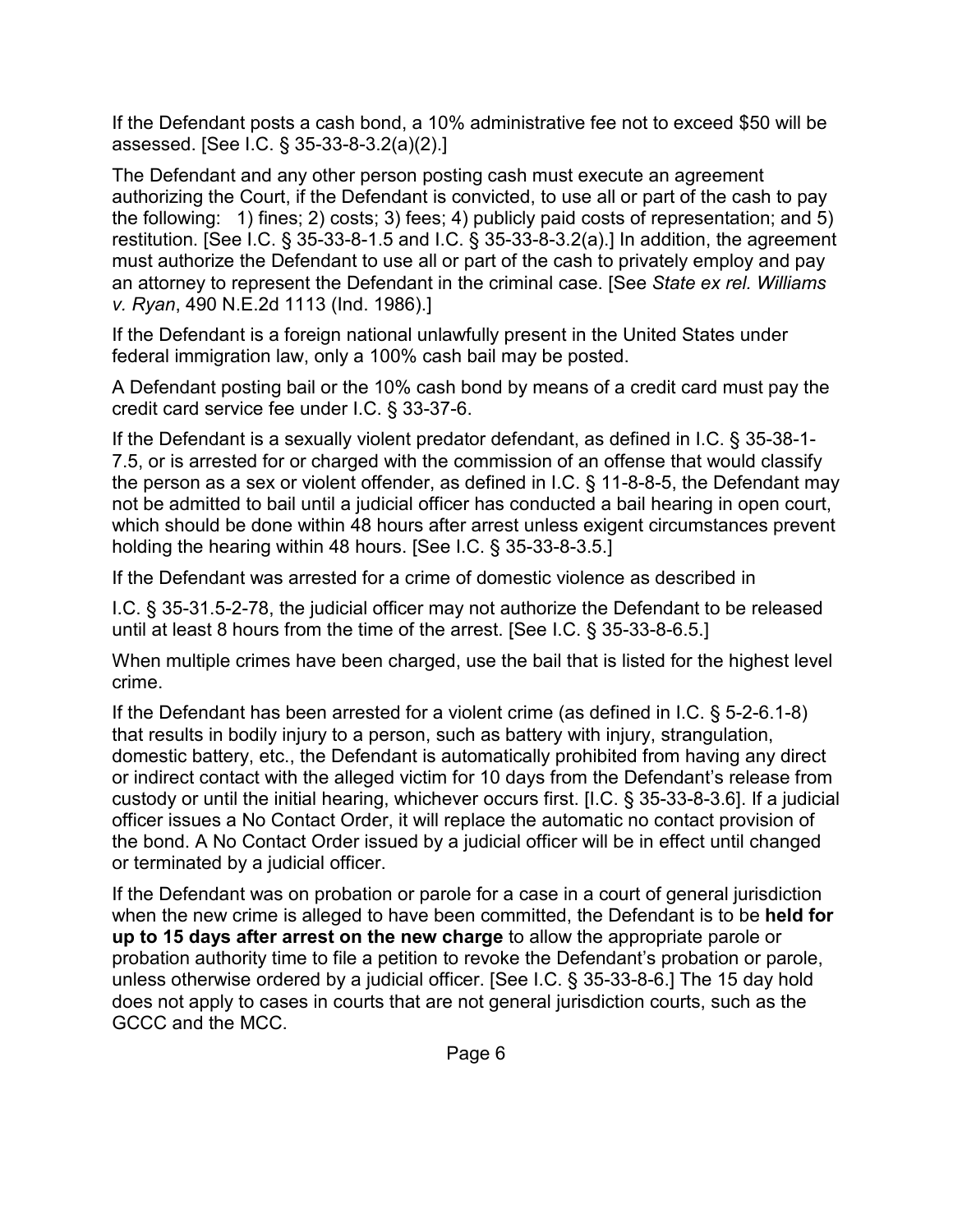If the Defendant posts a cash bond, a 10% administrative fee not to exceed $50 will be assessed. [See I.C. § 35-33-8-3.2(a)(2).]

The Defendant and any other person posting cash must execute an agreement authorizing the Court, if the Defendant is convicted, to use all or part of the cash to pay the following: 1) fines; 2) costs; 3) fees; 4) publicly paid costs of representation; and 5) restitution. [See I.C. § 35-33-8-1.5 and I.C. § 35-33-8-3.2(a).] In addition, the agreement must authorize the Defendant to use all or part of the cash to privately employ and pay an attorney to represent the Defendant in the criminal case. [See *State ex rel. Williams v. Ryan*, 490 N.E.2d 1113 (Ind. 1986).]

If the Defendant is a foreign national unlawfully present in the United States under federal immigration law, only a 100% cash bail may be posted.

A Defendant posting bail or the 10% cash bond by means of a credit card must pay the credit card service fee under I.C. § 33-37-6.

If the Defendant is a sexually violent predator defendant, as defined in I.C. § 35-38-1-7.5, or is arrested for or charged with the commission of an offense that would classify the person as a sex or violent offender, as defined in I.C. § 11-8-8-5, the Defendant may not be admitted to bail until a judicial officer has conducted a bail hearing in open court, which should be done within 48 hours after arrest unless exigent circumstances prevent holding the hearing within 48 hours. [See I.C. § 35-33-8-3.5.]

If the Defendant was arrested for a crime of domestic violence as described in I.C. § 35-31.5-2-78, the judicial officer may not authorize the Defendant to be released until at least 8 hours from the time of the arrest. [See I.C. § 35-33-8-6.5.]

When multiple crimes have been charged, use the bail that is listed for the highest level crime.

If the Defendant has been arrested for a violent crime (as defined in I.C. § 5-2-6.1-8) that results in bodily injury to a person, such as battery with injury, strangulation, domestic battery, etc., the Defendant is automatically prohibited from having any direct or indirect contact with the alleged victim for 10 days from the Defendant's release from custody or until the initial hearing, whichever occurs first. [I.C. § 35-33-8-3.6]. If a judicial officer issues a No Contact Order, it will replace the automatic no contact provision of the bond. A No Contact Order issued by a judicial officer will be in effect until changed or terminated by a judicial officer.

If the Defendant was on probation or parole for a case in a court of general jurisdiction when the new crime is alleged to have been committed, the Defendant is to be **held for up to 15 days after arrest on the new charge** to allow the appropriate parole or probation authority time to file a petition to revoke the Defendant's probation or parole, unless otherwise ordered by a judicial officer. [See I.C. § 35-33-8-6.] The 15 day hold does not apply to cases in courts that are not general jurisdiction courts, such as the GCCC and the MCC.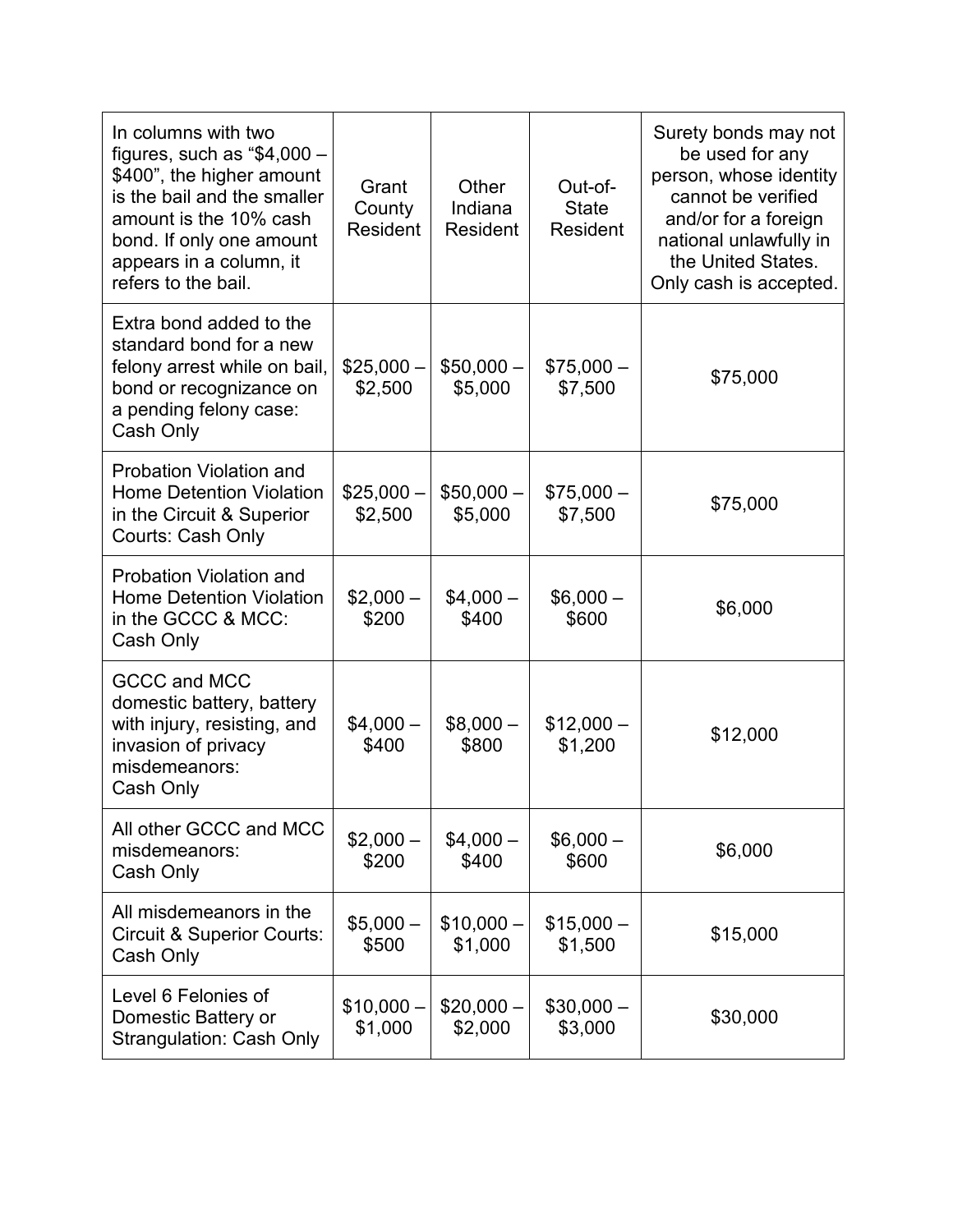| In columns with two figures, such as "$4,000 – $400", the higher amount is the bail and the smaller amount is the 10% cash bond. If only one amount appears in a column, it refers to the bail. | Grant County Resident | Other Indiana Resident | Out-of-State Resident | Surety bonds may not be used for any person, whose identity cannot be verified and/or for a foreign national unlawfully in the United States. Only cash is accepted. |
|---|---|---|---|---|
| Extra bond added to the standard bond for a new felony arrest while on bail, bond or recognizance on a pending felony case: Cash Only | $25,000 – $2,500 | $50,000 – $5,000 | $75,000 – $7,500 | $75,000 |
| Probation Violation and Home Detention Violation in the Circuit & Superior Courts: Cash Only | $25,000 – $2,500 | $50,000 – $5,000 | $75,000 – $7,500 | $75,000 |
| Probation Violation and Home Detention Violation in the GCCC & MCC: Cash Only | $2,000 – $200 | $4,000 – $400 | $6,000 – $600 | $6,000 |
| GCCC and MCC domestic battery, battery with injury, resisting, and invasion of privacy misdemeanors: Cash Only | $4,000 – $400 | $8,000 – $800 | $12,000 – $1,200 | $12,000 |
| All other GCCC and MCC misdemeanors: Cash Only | $2,000 – $200 | $4,000 – $400 | $6,000 – $600 | $6,000 |
| All misdemeanors in the Circuit & Superior Courts: Cash Only | $5,000 – $500 | $10,000 – $1,000 | $15,000 – $1,500 | $15,000 |
| Level 6 Felonies of Domestic Battery or Strangulation: Cash Only | $10,000 – $1,000 | $20,000 – $2,000 | $30,000 – $3,000 | $30,000 |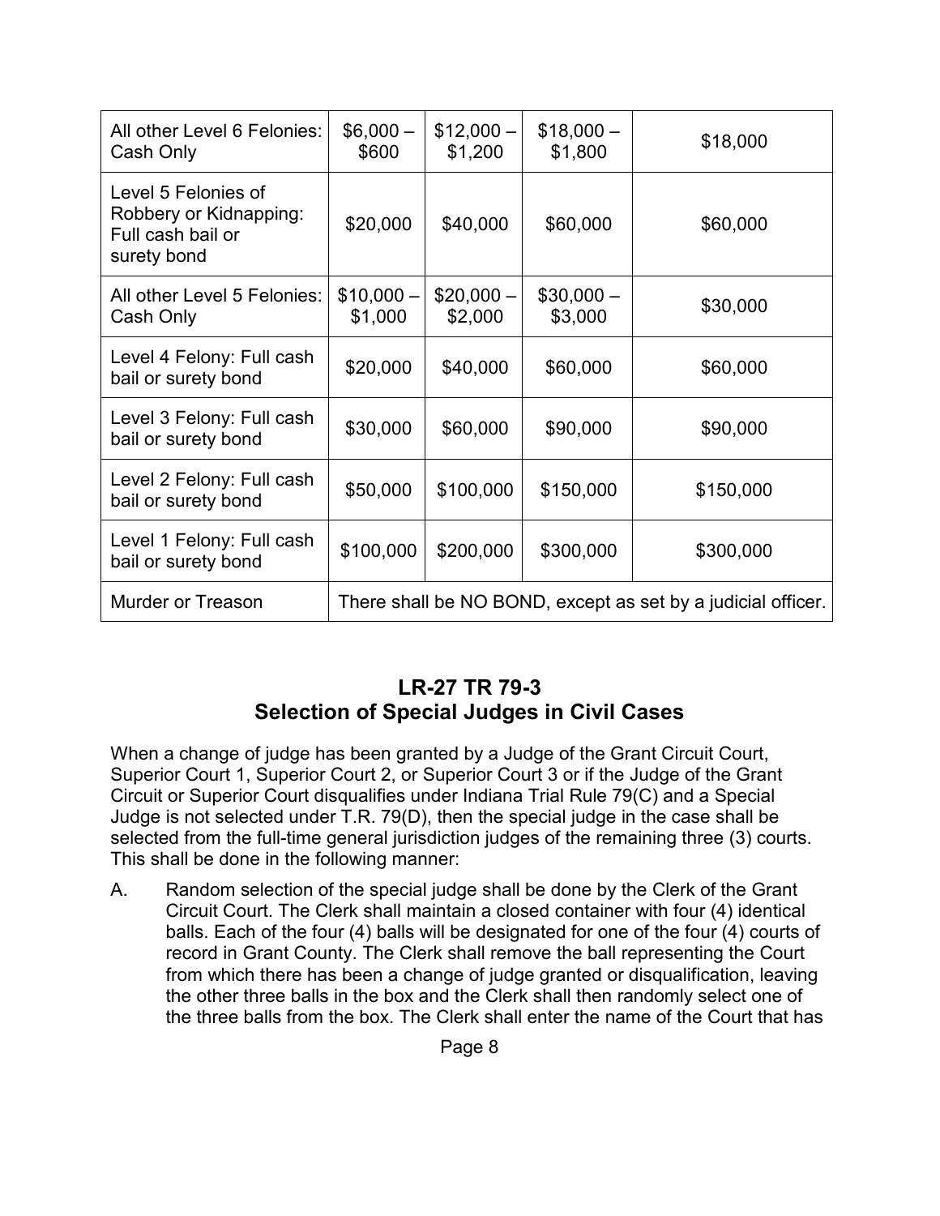| | | | | |
|---|---|---|---|---|
| All other Level 6 Felonies: Cash Only | $6,000 – $600 | $12,000 – $1,200 | $18,000 – $1,800 | $18,000 |
| Level 5 Felonies of Robbery or Kidnapping: Full cash bail or surety bond | $20,000 | $40,000 | $60,000 | $60,000 |
| All other Level 5 Felonies: Cash Only | $10,000 – $1,000 | $20,000 – $2,000 | $30,000 – $3,000 | $30,000 |
| Level 4 Felony: Full cash bail or surety bond | $20,000 | $40,000 | $60,000 | $60,000 |
| Level 3 Felony: Full cash bail or surety bond | $30,000 | $60,000 | $90,000 | $90,000 |
| Level 2 Felony: Full cash bail or surety bond | $50,000 | $100,000 | $150,000 | $150,000 |
| Level 1 Felony: Full cash bail or surety bond | $100,000 | $200,000 | $300,000 | $300,000 |
| Murder or Treason | There shall be NO BOND, except as set by a judicial officer. | | | |

## LR-27 TR 79-3
## Selection of Special Judges in Civil Cases

When a change of judge has been granted by a Judge of the Grant Circuit Court, Superior Court 1, Superior Court 2, or Superior Court 3 or if the Judge of the Grant Circuit or Superior Court disqualifies under Indiana Trial Rule 79(C) and a Special Judge is not selected under T.R. 79(D), then the special judge in the case shall be selected from the full-time general jurisdiction judges of the remaining three (3) courts. This shall be done in the following manner:

A. Random selection of the special judge shall be done by the Clerk of the Grant Circuit Court. The Clerk shall maintain a closed container with four (4) identical balls. Each of the four (4) balls will be designated for one of the four (4) courts of record in Grant County. The Clerk shall remove the ball representing the Court from which there has been a change of judge granted or disqualification, leaving the other three balls in the box and the Clerk shall then randomly select one of the three balls from the box. The Clerk shall enter the name of the Court that has